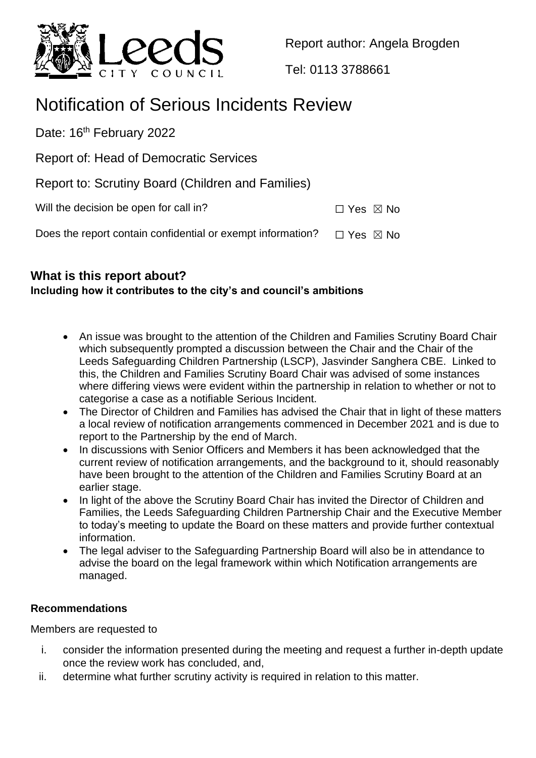Report author: Angela Brogden

Tel: 0113 3788661

# Notification of Serious Incidents Review

Date: 16th February 2022

Report of: Head of Democratic Services

Report to: Scrutiny Board (Children and Families)

Will the decision be open for call in? ☐ Yes ☒ No

Does the report contain confidential or exempt information? ☐ Yes ☒ No

## What is this report about?

**Including how it contributes to the city's and council's ambitions**

- An issue was brought to the attention of the Children and Families Scrutiny Board Chair which subsequently prompted a discussion between the Chair and the Chair of the Leeds Safeguarding Children Partnership (LSCP), Jasvinder Sanghera CBE. Linked to this, the Children and Families Scrutiny Board Chair was advised of some instances where differing views were evident within the partnership in relation to whether or not to categorise a case as a notifiable Serious Incident.
- The Director of Children and Families has advised the Chair that in light of these matters a local review of notification arrangements commenced in December 2021 and is due to report to the Partnership by the end of March.
- In discussions with Senior Officers and Members it has been acknowledged that the current review of notification arrangements, and the background to it, should reasonably have been brought to the attention of the Children and Families Scrutiny Board at an earlier stage.
- In light of the above the Scrutiny Board Chair has invited the Director of Children and Families, the Leeds Safeguarding Children Partnership Chair and the Executive Member to today's meeting to update the Board on these matters and provide further contextual information.
- The legal adviser to the Safeguarding Partnership Board will also be in attendance to advise the board on the legal framework within which Notification arrangements are managed.

### Recommendations

Members are requested to

1. consider the information presented during the meeting and request a further in-depth update once the review work has concluded, and,
2. determine what further scrutiny activity is required in relation to this matter.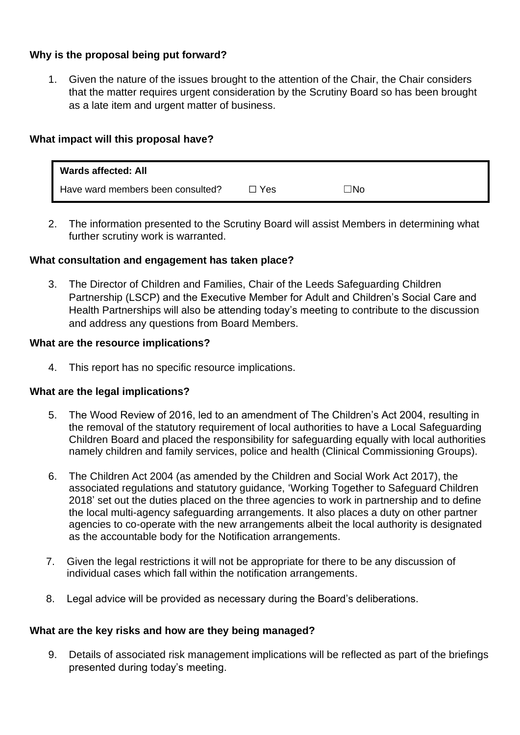**Why is the proposal being put forward?**

1. Given the nature of the issues brought to the attention of the Chair, the Chair considers that the matter requires urgent consideration by the Scrutiny Board so has been brought as a late item and urgent matter of business.

**What impact will this proposal have?**

| **Wards affected: All** | | |
|---|---|---|
| Have ward members been consulted? | ☐ Yes | ☐No |

2. The information presented to the Scrutiny Board will assist Members in determining what further scrutiny work is warranted.

**What consultation and engagement has taken place?**

3. The Director of Children and Families, Chair of the Leeds Safeguarding Children Partnership (LSCP) and the Executive Member for Adult and Children's Social Care and Health Partnerships will also be attending today's meeting to contribute to the discussion and address any questions from Board Members.

**What are the resource implications?**

4. This report has no specific resource implications.

**What are the legal implications?**

5. The Wood Review of 2016, led to an amendment of The Children's Act 2004, resulting in the removal of the statutory requirement of local authorities to have a Local Safeguarding Children Board and placed the responsibility for safeguarding equally with local authorities namely children and family services, police and health (Clinical Commissioning Groups).

6. The Children Act 2004 (as amended by the Children and Social Work Act 2017), the associated regulations and statutory guidance, 'Working Together to Safeguard Children 2018' set out the duties placed on the three agencies to work in partnership and to define the local multi-agency safeguarding arrangements. It also places a duty on other partner agencies to co-operate with the new arrangements albeit the local authority is designated as the accountable body for the Notification arrangements.

7. Given the legal restrictions it will not be appropriate for there to be any discussion of individual cases which fall within the notification arrangements.

8. Legal advice will be provided as necessary during the Board's deliberations.

**What are the key risks and how are they being managed?**

9. Details of associated risk management implications will be reflected as part of the briefings presented during today's meeting.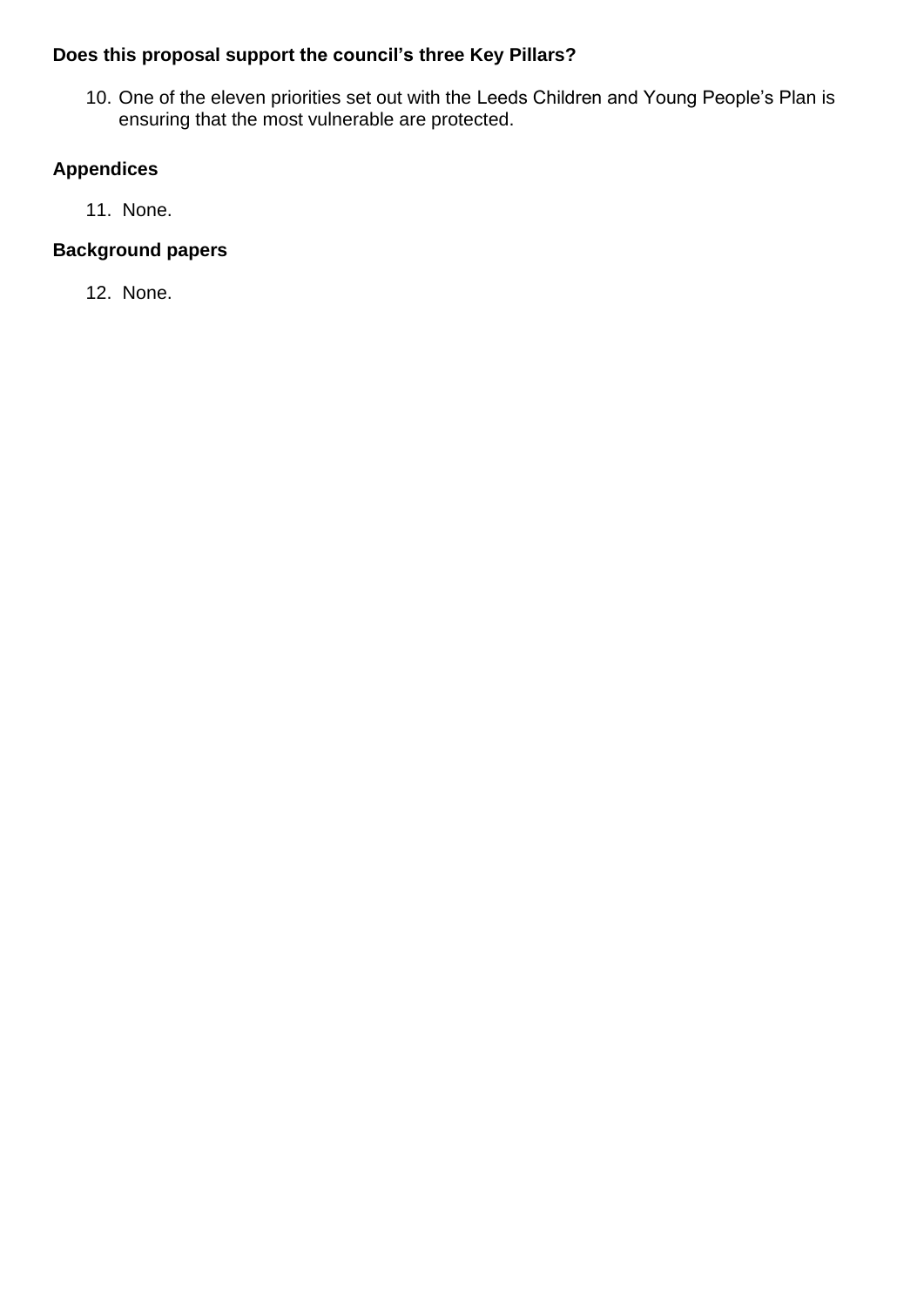**Does this proposal support the council's three Key Pillars?**

10. One of the eleven priorities set out with the Leeds Children and Young People's Plan is ensuring that the most vulnerable are protected.

**Appendices**

11. None.

**Background papers**

12. None.